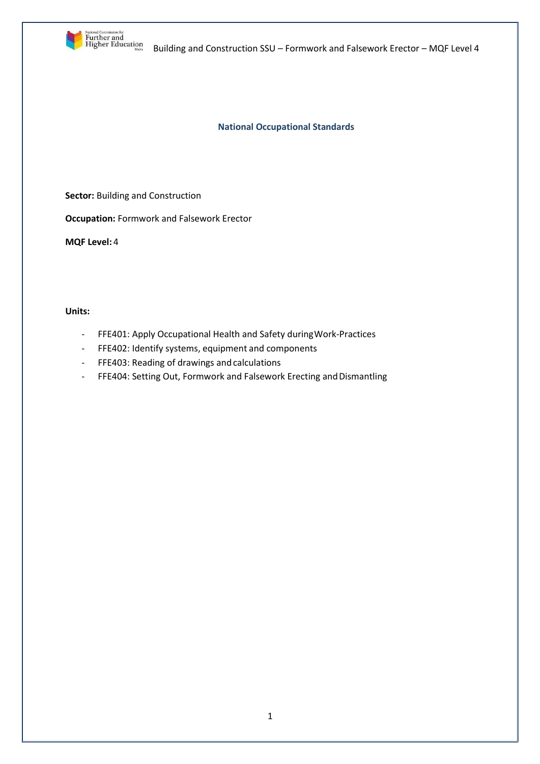# National Occupational Standards

**Sector:** Building and Construction

**Occupation:** Formwork and Falsework Erector

**MQF Level:** 4

**Units:**

- FFE401: Apply Occupational Health and Safety during Work-Practices
- FFE402: Identify systems, equipment and components
- FFE403: Reading of drawings and calculations
- FFE404: Setting Out, Formwork and Falsework Erecting and Dismantling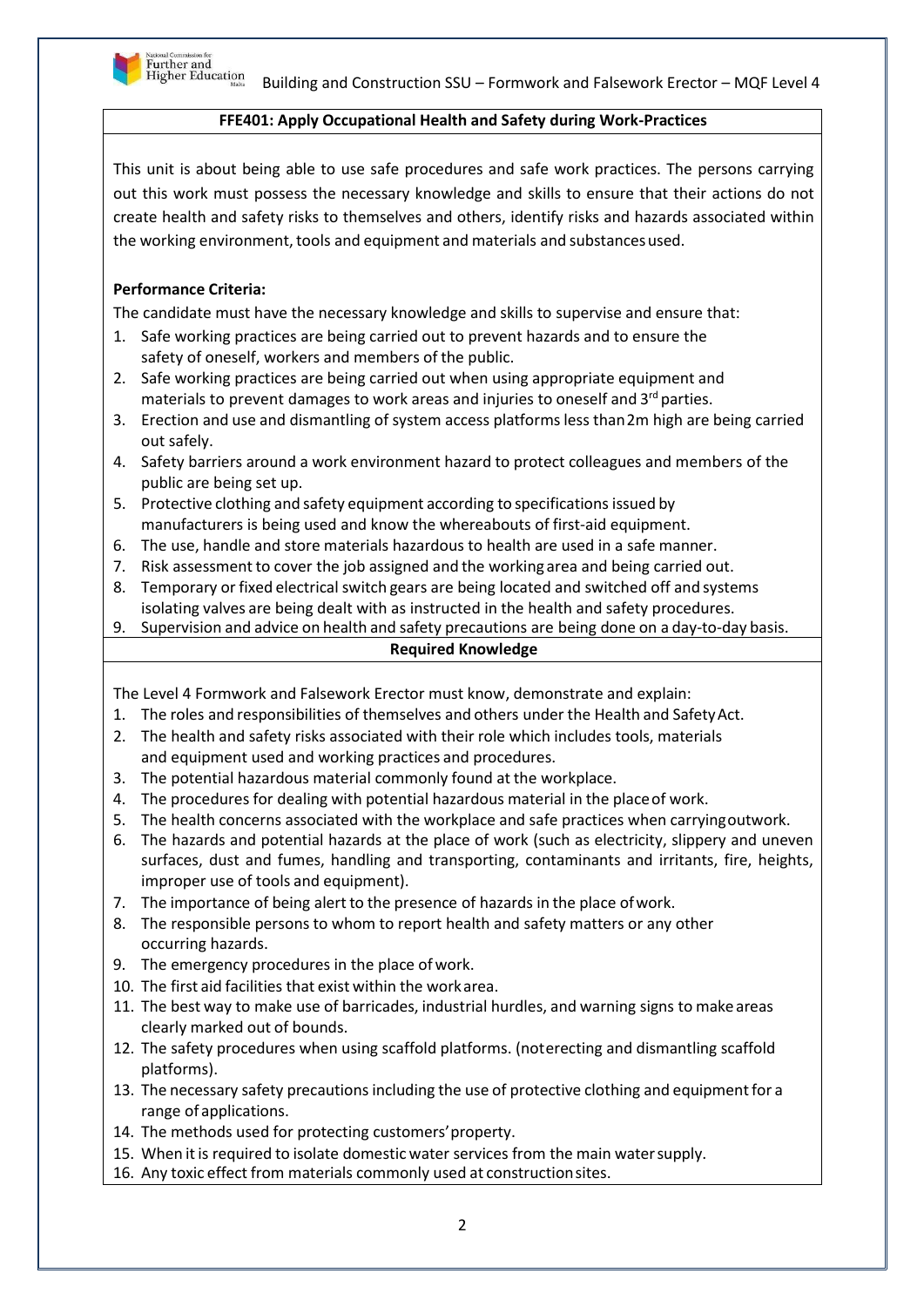## FFE401: Apply Occupational Health and Safety during Work-Practices

This unit is about being able to use safe procedures and safe work practices. The persons carrying out this work must possess the necessary knowledge and skills to ensure that their actions do not create health and safety risks to themselves and others, identify risks and hazards associated within the working environment, tools and equipment and materials and substances used.

**Performance Criteria:**

The candidate must have the necessary knowledge and skills to supervise and ensure that:

1. Safe working practices are being carried out to prevent hazards and to ensure the safety of oneself, workers and members of the public.
2. Safe working practices are being carried out when using appropriate equipment and materials to prevent damages to work areas and injuries to oneself and 3rd parties.
3. Erection and use and dismantling of system access platforms less than 2m high are being carried out safely.
4. Safety barriers around a work environment hazard to protect colleagues and members of the public are being set up.
5. Protective clothing and safety equipment according to specifications issued by manufacturers is being used and know the whereabouts of first-aid equipment.
6. The use, handle and store materials hazardous to health are used in a safe manner.
7. Risk assessment to cover the job assigned and the working area and being carried out.
8. Temporary or fixed electrical switch gears are being located and switched off and systems isolating valves are being dealt with as instructed in the health and safety procedures.
9. Supervision and advice on health and safety precautions are being done on a day-to-day basis.

**Required Knowledge**

The Level 4 Formwork and Falsework Erector must know, demonstrate and explain:

1. The roles and responsibilities of themselves and others under the Health and Safety Act.
2. The health and safety risks associated with their role which includes tools, materials and equipment used and working practices and procedures.
3. The potential hazardous material commonly found at the workplace.
4. The procedures for dealing with potential hazardous material in the place of work.
5. The health concerns associated with the workplace and safe practices when carrying out work.
6. The hazards and potential hazards at the place of work (such as electricity, slippery and uneven surfaces, dust and fumes, handling and transporting, contaminants and irritants, fire, heights, improper use of tools and equipment).
7. The importance of being alert to the presence of hazards in the place of work.
8. The responsible persons to whom to report health and safety matters or any other occurring hazards.
9. The emergency procedures in the place of work.
10. The first aid facilities that exist within the work area.
11. The best way to make use of barricades, industrial hurdles, and warning signs to make areas clearly marked out of bounds.
12. The safety procedures when using scaffold platforms. (not erecting and dismantling scaffold platforms).
13. The necessary safety precautions including the use of protective clothing and equipment for a range of applications.
14. The methods used for protecting customers' property.
15. When it is required to isolate domestic water services from the main water supply.
16. Any toxic effect from materials commonly used at construction sites.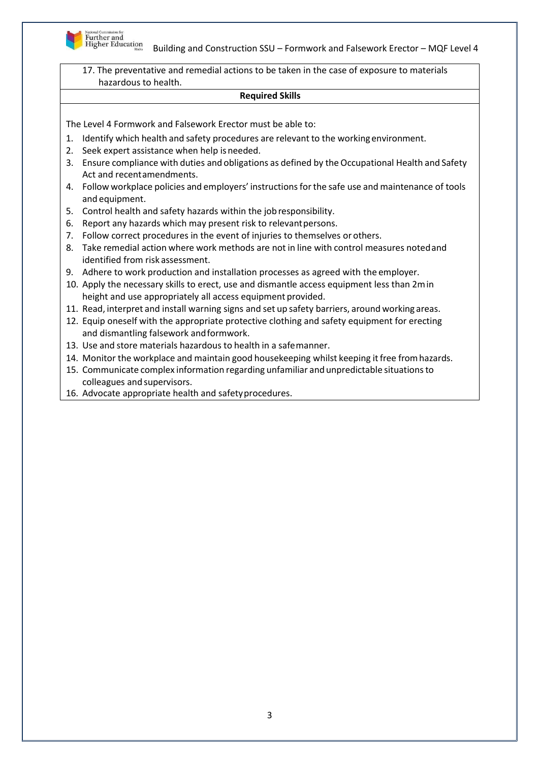17. The preventative and remedial actions to be taken in the case of exposure to materials hazardous to health.

**Required Skills**

The Level 4 Formwork and Falsework Erector must be able to:

1. Identify which health and safety procedures are relevant to the working environment.
2. Seek expert assistance when help is needed.
3. Ensure compliance with duties and obligations as defined by the Occupational Health and Safety Act and recent amendments.
4. Follow workplace policies and employers' instructions for the safe use and maintenance of tools and equipment.
5. Control health and safety hazards within the job responsibility.
6. Report any hazards which may present risk to relevant persons.
7. Follow correct procedures in the event of injuries to themselves or others.
8. Take remedial action where work methods are not in line with control measures noted and identified from risk assessment.
9. Adhere to work production and installation processes as agreed with the employer.
10. Apply the necessary skills to erect, use and dismantle access equipment less than 2m in height and use appropriately all access equipment provided.
11. Read, interpret and install warning signs and set up safety barriers, around working areas.
12. Equip oneself with the appropriate protective clothing and safety equipment for erecting and dismantling falsework and formwork.
13. Use and store materials hazardous to health in a safe manner.
14. Monitor the workplace and maintain good housekeeping whilst keeping it free from hazards.
15. Communicate complex information regarding unfamiliar and unpredictable situations to colleagues and supervisors.
16. Advocate appropriate health and safety procedures.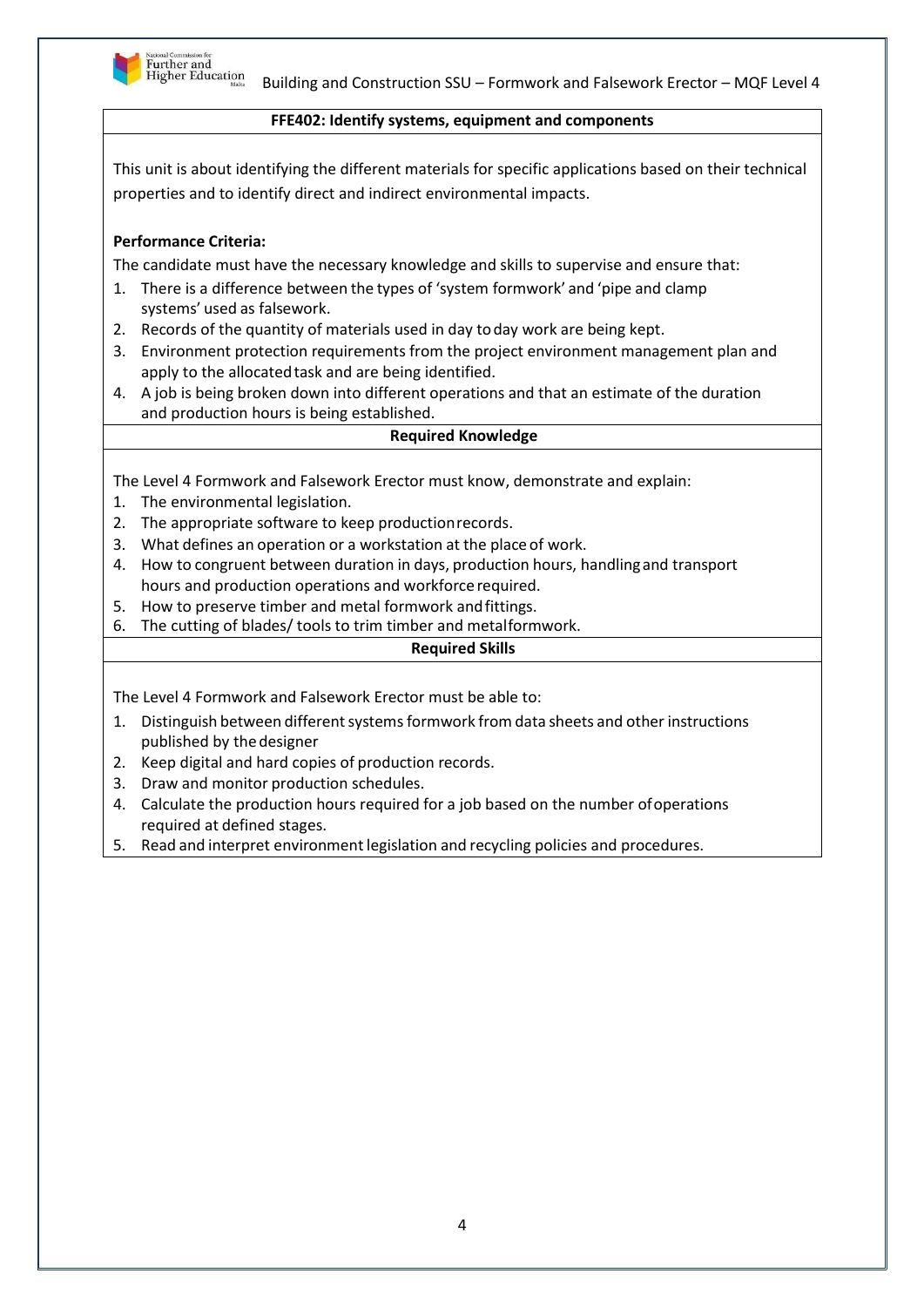## FFE402: Identify systems, equipment and components

This unit is about identifying the different materials for specific applications based on their technical properties and to identify direct and indirect environmental impacts.

**Performance Criteria:**

The candidate must have the necessary knowledge and skills to supervise and ensure that:

1. There is a difference between the types of 'system formwork' and 'pipe and clamp systems' used as falsework.
2. Records of the quantity of materials used in day to day work are being kept.
3. Environment protection requirements from the project environment management plan and apply to the allocated task and are being identified.
4. A job is being broken down into different operations and that an estimate of the duration and production hours is being established.

### Required Knowledge

The Level 4 Formwork and Falsework Erector must know, demonstrate and explain:

1. The environmental legislation.
2. The appropriate software to keep production records.
3. What defines an operation or a workstation at the place of work.
4. How to congruent between duration in days, production hours, handling and transport hours and production operations and workforce required.
5. How to preserve timber and metal formwork and fittings.
6. The cutting of blades/ tools to trim timber and metal formwork.

### Required Skills

The Level 4 Formwork and Falsework Erector must be able to:

1. Distinguish between different systems formwork from data sheets and other instructions published by the designer
2. Keep digital and hard copies of production records.
3. Draw and monitor production schedules.
4. Calculate the production hours required for a job based on the number of operations required at defined stages.
5. Read and interpret environment legislation and recycling policies and procedures.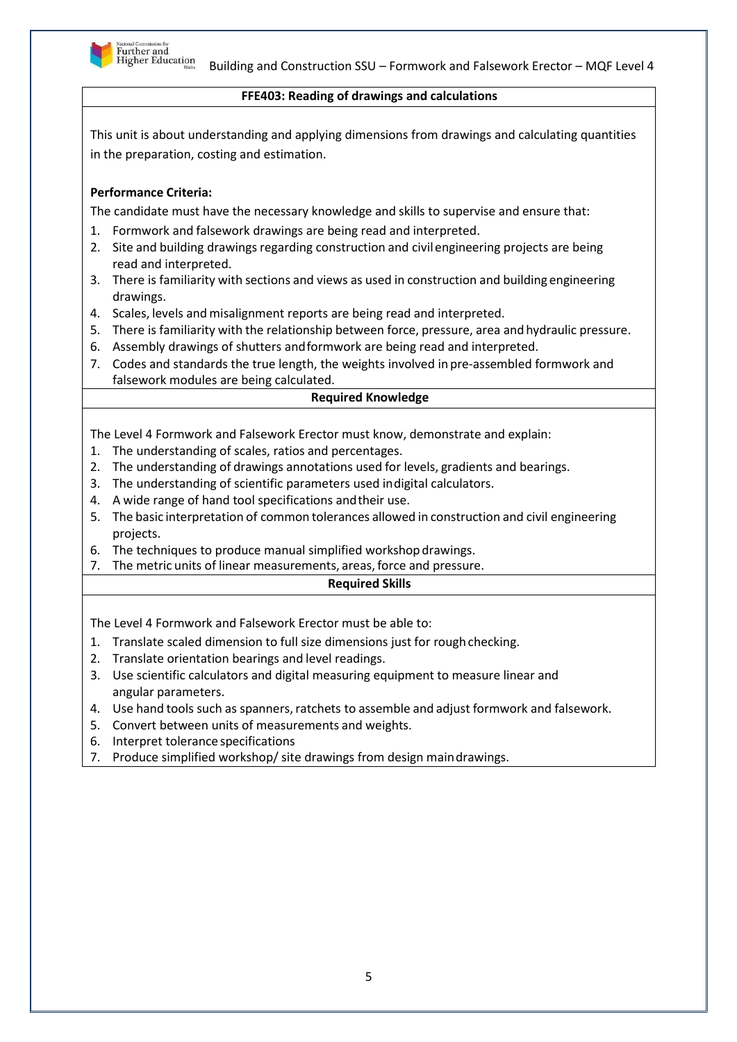## FFE403: Reading of drawings and calculations

This unit is about understanding and applying dimensions from drawings and calculating quantities in the preparation, costing and estimation.

**Performance Criteria:**

The candidate must have the necessary knowledge and skills to supervise and ensure that:

1. Formwork and falsework drawings are being read and interpreted.
2. Site and building drawings regarding construction and civil engineering projects are being read and interpreted.
3. There is familiarity with sections and views as used in construction and building engineering drawings.
4. Scales, levels and misalignment reports are being read and interpreted.
5. There is familiarity with the relationship between force, pressure, area and hydraulic pressure.
6. Assembly drawings of shutters and formwork are being read and interpreted.
7. Codes and standards the true length, the weights involved in pre-assembled formwork and falsework modules are being calculated.

### Required Knowledge

The Level 4 Formwork and Falsework Erector must know, demonstrate and explain:

1. The understanding of scales, ratios and percentages.
2. The understanding of drawings annotations used for levels, gradients and bearings.
3. The understanding of scientific parameters used in digital calculators.
4. A wide range of hand tool specifications and their use.
5. The basic interpretation of common tolerances allowed in construction and civil engineering projects.
6. The techniques to produce manual simplified workshop drawings.
7. The metric units of linear measurements, areas, force and pressure.

### Required Skills

The Level 4 Formwork and Falsework Erector must be able to:

1. Translate scaled dimension to full size dimensions just for rough checking.
2. Translate orientation bearings and level readings.
3. Use scientific calculators and digital measuring equipment to measure linear and angular parameters.
4. Use hand tools such as spanners, ratchets to assemble and adjust formwork and falsework.
5. Convert between units of measurements and weights.
6. Interpret tolerance specifications
7. Produce simplified workshop/ site drawings from design main drawings.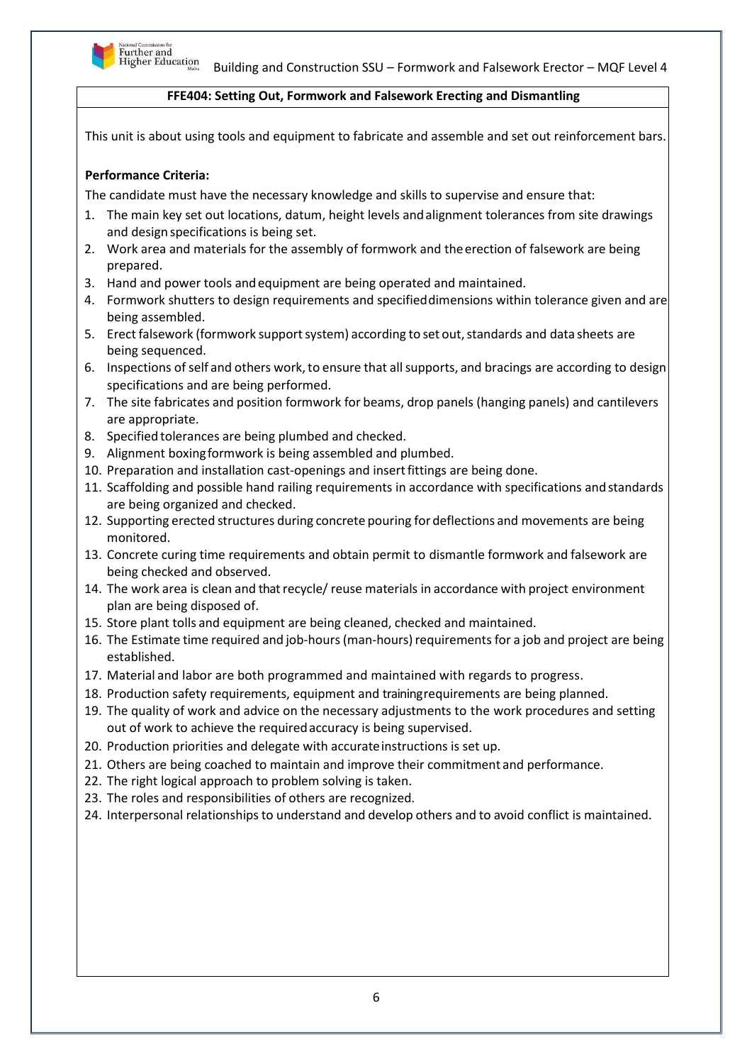**FFE404: Setting Out, Formwork and Falsework Erecting and Dismantling**

This unit is about using tools and equipment to fabricate and assemble and set out reinforcement bars.

**Performance Criteria:**

The candidate must have the necessary knowledge and skills to supervise and ensure that:

1. The main key set out locations, datum, height levels and alignment tolerances from site drawings and design specifications is being set.
2. Work area and materials for the assembly of formwork and the erection of falsework are being prepared.
3. Hand and power tools and equipment are being operated and maintained.
4. Formwork shutters to design requirements and specified dimensions within tolerance given and are being assembled.
5. Erect falsework (formwork support system) according to set out, standards and data sheets are being sequenced.
6. Inspections of self and others work, to ensure that all supports, and bracings are according to design specifications and are being performed.
7. The site fabricates and position formwork for beams, drop panels (hanging panels) and cantilevers are appropriate.
8. Specified tolerances are being plumbed and checked.
9. Alignment boxing formwork is being assembled and plumbed.
10. Preparation and installation cast-openings and insert fittings are being done.
11. Scaffolding and possible hand railing requirements in accordance with specifications and standards are being organized and checked.
12. Supporting erected structures during concrete pouring for deflections and movements are being monitored.
13. Concrete curing time requirements and obtain permit to dismantle formwork and falsework are being checked and observed.
14. The work area is clean and that recycle/ reuse materials in accordance with project environment plan are being disposed of.
15. Store plant tolls and equipment are being cleaned, checked and maintained.
16. The Estimate time required and job-hours (man-hours) requirements for a job and project are being established.
17. Material and labor are both programmed and maintained with regards to progress.
18. Production safety requirements, equipment and training requirements are being planned.
19. The quality of work and advice on the necessary adjustments to the work procedures and setting out of work to achieve the required accuracy is being supervised.
20. Production priorities and delegate with accurate instructions is set up.
21. Others are being coached to maintain and improve their commitment and performance.
22. The right logical approach to problem solving is taken.
23. The roles and responsibilities of others are recognized.
24. Interpersonal relationships to understand and develop others and to avoid conflict is maintained.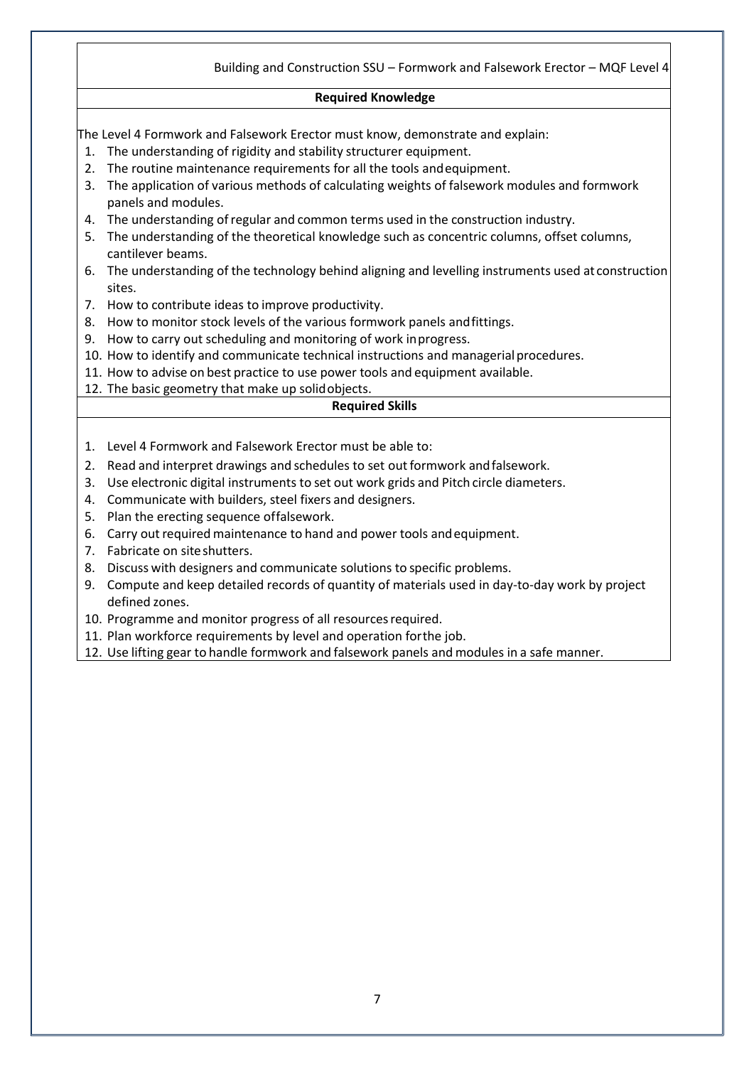**Required Knowledge**

The Level 4 Formwork and Falsework Erector must know, demonstrate and explain:

1. The understanding of rigidity and stability structurer equipment.
2. The routine maintenance requirements for all the tools and equipment.
3. The application of various methods of calculating weights of falsework modules and formwork panels and modules.
4. The understanding of regular and common terms used in the construction industry.
5. The understanding of the theoretical knowledge such as concentric columns, offset columns, cantilever beams.
6. The understanding of the technology behind aligning and levelling instruments used at construction sites.
7. How to contribute ideas to improve productivity.
8. How to monitor stock levels of the various formwork panels and fittings.
9. How to carry out scheduling and monitoring of work in progress.
10. How to identify and communicate technical instructions and managerial procedures.
11. How to advise on best practice to use power tools and equipment available.
12. The basic geometry that make up solid objects.

**Required Skills**

1. Level 4 Formwork and Falsework Erector must be able to:
2. Read and interpret drawings and schedules to set out formwork and falsework.
3. Use electronic digital instruments to set out work grids and Pitch circle diameters.
4. Communicate with builders, steel fixers and designers.
5. Plan the erecting sequence of falsework.
6. Carry out required maintenance to hand and power tools and equipment.
7. Fabricate on site shutters.
8. Discuss with designers and communicate solutions to specific problems.
9. Compute and keep detailed records of quantity of materials used in day-to-day work by project defined zones.
10. Programme and monitor progress of all resources required.
11. Plan workforce requirements by level and operation for the job.
12. Use lifting gear to handle formwork and falsework panels and modules in a safe manner.